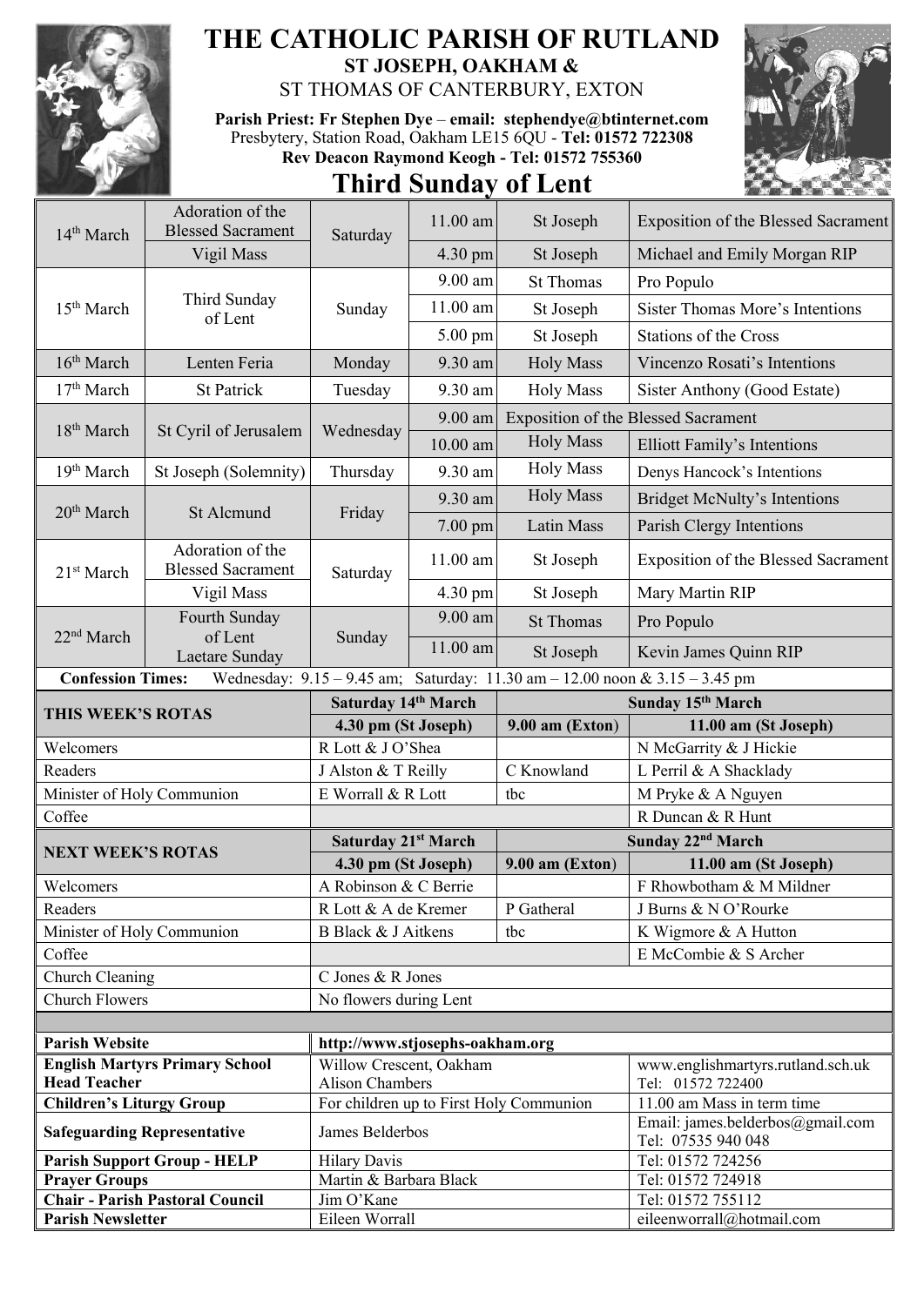# THE CATHOLIC PARISH OF RUTLAND

**ST JOSEPH, OAKHAM &**
ST THOMAS OF CANTERBURY, EXTON

**Parish Priest: Fr Stephen Dye – email: stephendye@btinternet.com**
Presbytery, Station Road, Oakham LE15 6QU - **Tel: 01572 722308**
**Rev Deacon Raymond Keogh - Tel: 01572 755360**

## Third Sunday of Lent

| Date | Occasion | Day | Time | Place | Intention |
|---|---|---|---|---|---|
| 14th March | Adoration of the Blessed Sacrament | Saturday | 11.00 am | St Joseph | Exposition of the Blessed Sacrament |
| | Vigil Mass | | 4.30 pm | St Joseph | Michael and Emily Morgan RIP |
| 15th March | Third Sunday of Lent | Sunday | 9.00 am | St Thomas | Pro Populo |
| | | | 11.00 am | St Joseph | Sister Thomas More's Intentions |
| | | | 5.00 pm | St Joseph | Stations of the Cross |
| 16th March | Lenten Feria | Monday | 9.30 am | Holy Mass | Vincenzo Rosati's Intentions |
| 17th March | St Patrick | Tuesday | 9.30 am | Holy Mass | Sister Anthony (Good Estate) |
| 18th March | St Cyril of Jerusalem | Wednesday | 9.00 am | Exposition of the Blessed Sacrament | |
| | | | 10.00 am | Holy Mass | Elliott Family's Intentions |
| 19th March | St Joseph (Solemnity) | Thursday | 9.30 am | Holy Mass | Denys Hancock's Intentions |
| 20th March | St Alcmund | Friday | 9.30 am | Holy Mass | Bridget McNulty's Intentions |
| | | | 7.00 pm | Latin Mass | Parish Clergy Intentions |
| 21st March | Adoration of the Blessed Sacrament | Saturday | 11.00 am | St Joseph | Exposition of the Blessed Sacrament |
| | Vigil Mass | | 4.30 pm | St Joseph | Mary Martin RIP |
| 22nd March | Fourth Sunday of Lent Laetare Sunday | Sunday | 9.00 am | St Thomas | Pro Populo |
| | | | 11.00 am | St Joseph | Kevin James Quinn RIP |

**Confession Times:** Wednesday: 9.15 – 9.45 am; Saturday: 11.30 am – 12.00 noon & 3.15 – 3.45 pm

| THIS WEEK'S ROTAS | Saturday 14th March | Sunday 15th March | |
|---|---|---|---|
| | **4.30 pm (St Joseph)** | **9.00 am (Exton)** | **11.00 am (St Joseph)** |
| Welcomers | R Lott & J O'Shea | | N McGarrity & J Hickie |
| Readers | J Alston & T Reilly | C Knowland | L Perril & A Shacklady |
| Minister of Holy Communion | E Worrall & R Lott | tbc | M Pryke & A Nguyen |
| Coffee | | | R Duncan & R Hunt |

| NEXT WEEK'S ROTAS | Saturday 21st March | Sunday 22nd March | |
|---|---|---|---|
| | **4.30 pm (St Joseph)** | **9.00 am (Exton)** | **11.00 am (St Joseph)** |
| Welcomers | A Robinson & C Berrie | | F Rhowbotham & M Mildner |
| Readers | R Lott & A de Kremer | P Gatheral | J Burns & N O'Rourke |
| Minister of Holy Communion | B Black & J Aitkens | tbc | K Wigmore & A Hutton |
| Coffee | | | E McCombie & S Archer |
| Church Cleaning | C Jones & R Jones | | |
| Church Flowers | No flowers during Lent | | |

| | | |
|---|---|---|
| **Parish Website** | **http://www.stjosephs-oakham.org** | |
| **English Martyrs Primary School Head Teacher** | Willow Crescent, Oakham Alison Chambers | www.englishmartyrs.rutland.sch.uk Tel: 01572 722400 |
| **Children's Liturgy Group** | For children up to First Holy Communion | 11.00 am Mass in term time |
| **Safeguarding Representative** | James Belderbos | Email: james.belderbos@gmail.com Tel: 07535 940 048 |
| **Parish Support Group - HELP** | Hilary Davis | Tel: 01572 724256 |
| **Prayer Groups** | Martin & Barbara Black | Tel: 01572 724918 |
| **Chair - Parish Pastoral Council** | Jim O'Kane | Tel: 01572 755112 |
| **Parish Newsletter** | Eileen Worrall | eileenworrall@hotmail.com |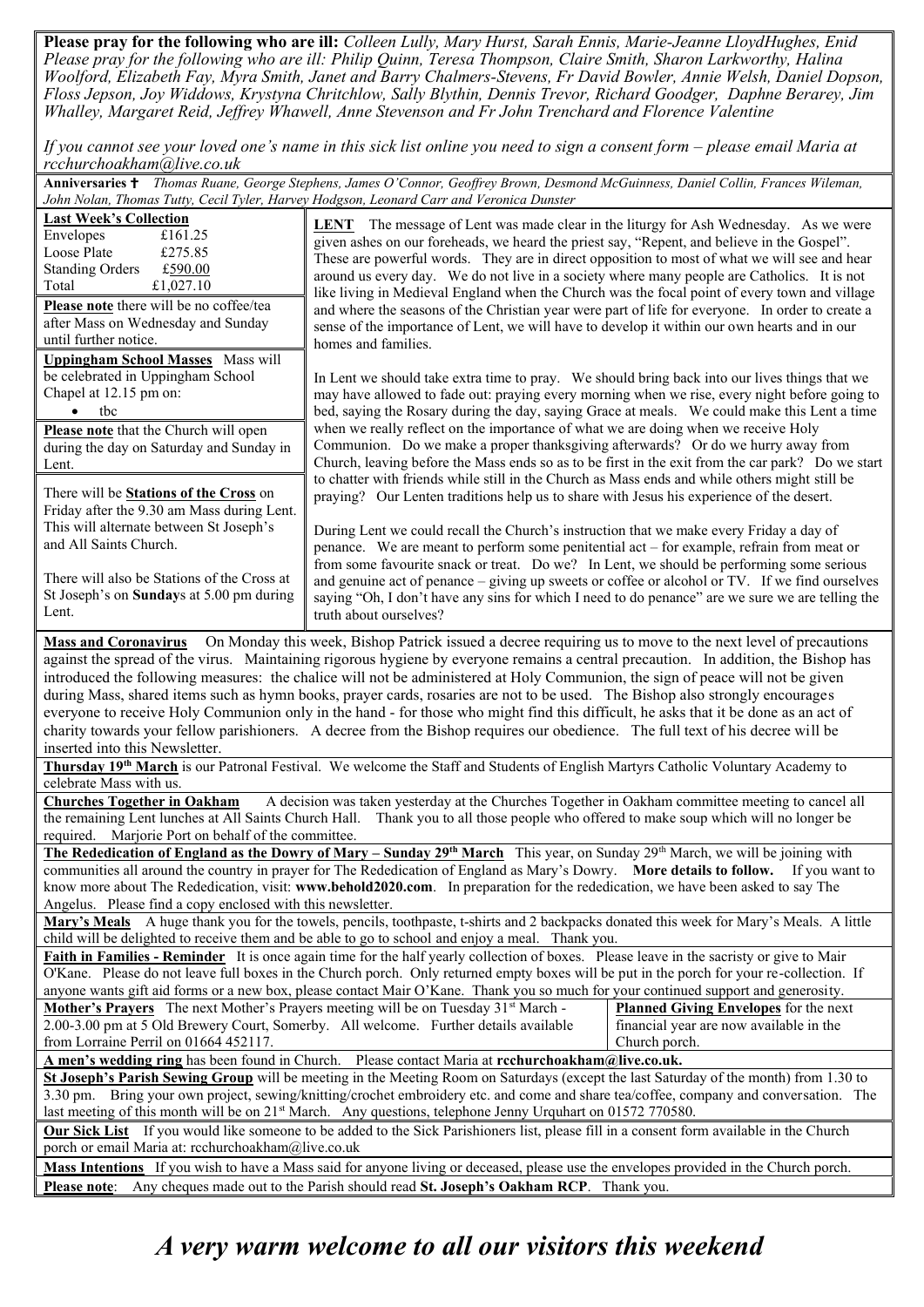**Please pray for the following who are ill:** *Colleen Lully, Mary Hurst, Sarah Ennis, Marie-Jeanne LloydHughes, Enid Please pray for the following who are ill: Philip Quinn, Teresa Thompson, Claire Smith, Sharon Larkworthy, Halina Woolford, Elizabeth Fay, Myra Smith, Janet and Barry Chalmers-Stevens, Fr David Bowler, Annie Welsh, Daniel Dopson, Floss Jepson, Joy Widdows, Krystyna Chritchlow, Sally Blythin, Dennis Trevor, Richard Goodger, Daphne Berarey, Jim Whalley, Margaret Reid, Jeffrey Whawell, Anne Stevenson and Fr John Trenchard and Florence Valentine*

*If you cannot see your loved one's name in this sick list online you need to sign a consent form – please email Maria at rcchurchoakham@live.co.uk*

**Anniversaries ✝** *Thomas Ruane, George Stephens, James O'Connor, Geoffrey Brown, Desmond McGuinness, Daniel Collin, Frances Wileman, John Nolan, Thomas Tutty, Cecil Tyler, Harvey Hodgson, Leonard Carr and Veronica Dunster*

**Last Week's Collection**

| | |
|---|---|
| Envelopes | £161.25 |
| Loose Plate | £275.85 |
| Standing Orders | £590.00 |
| Total | £1,027.10 |

**Please note** there will be no coffee/tea after Mass on Wednesday and Sunday until further notice.

**Uppingham School Masses** Mass will be celebrated in Uppingham School Chapel at 12.15 pm on:

- tbc

**Please note** that the Church will open during the day on Saturday and Sunday in Lent.

There will be **Stations of the Cross** on Friday after the 9.30 am Mass during Lent. This will alternate between St Joseph's and All Saints Church.

There will also be Stations of the Cross at St Joseph's on **Sunday**s at 5.00 pm during Lent.

**LENT** The message of Lent was made clear in the liturgy for Ash Wednesday. As we were given ashes on our foreheads, we heard the priest say, "Repent, and believe in the Gospel". These are powerful words. They are in direct opposition to most of what we will see and hear around us every day. We do not live in a society where many people are Catholics. It is not like living in Medieval England when the Church was the focal point of every town and village and where the seasons of the Christian year were part of life for everyone. In order to create a sense of the importance of Lent, we will have to develop it within our own hearts and in our homes and families.

In Lent we should take extra time to pray. We should bring back into our lives things that we may have allowed to fade out: praying every morning when we rise, every night before going to bed, saying the Rosary during the day, saying Grace at meals. We could make this Lent a time when we really reflect on the importance of what we are doing when we receive Holy Communion. Do we make a proper thanksgiving afterwards? Or do we hurry away from Church, leaving before the Mass ends so as to be first in the exit from the car park? Do we start to chatter with friends while still in the Church as Mass ends and while others might still be praying? Our Lenten traditions help us to share with Jesus his experience of the desert.

During Lent we could recall the Church's instruction that we make every Friday a day of penance. We are meant to perform some penitential act – for example, refrain from meat or from some favourite snack or treat. Do we? In Lent, we should be performing some serious and genuine act of penance – giving up sweets or coffee or alcohol or TV. If we find ourselves saying "Oh, I don't have any sins for which I need to do penance" are we sure we are telling the truth about ourselves?

**Mass and Coronavirus** On Monday this week, Bishop Patrick issued a decree requiring us to move to the next level of precautions against the spread of the virus. Maintaining rigorous hygiene by everyone remains a central precaution. In addition, the Bishop has introduced the following measures: the chalice will not be administered at Holy Communion, the sign of peace will not be given during Mass, shared items such as hymn books, prayer cards, rosaries are not to be used. The Bishop also strongly encourages everyone to receive Holy Communion only in the hand - for those who might find this difficult, he asks that it be done as an act of charity towards your fellow parishioners. A decree from the Bishop requires our obedience. The full text of his decree will be inserted into this Newsletter.

**Thursday 19th March** is our Patronal Festival. We welcome the Staff and Students of English Martyrs Catholic Voluntary Academy to celebrate Mass with us.

**Churches Together in Oakham** A decision was taken yesterday at the Churches Together in Oakham committee meeting to cancel all the remaining Lent lunches at All Saints Church Hall. Thank you to all those people who offered to make soup which will no longer be required. Marjorie Port on behalf of the committee.

**The Rededication of England as the Dowry of Mary – Sunday 29th March** This year, on Sunday 29th March, we will be joining with communities all around the country in prayer for The Rededication of England as Mary's Dowry. **More details to follow.** If you want to know more about The Rededication, visit: **www.behold2020.com**. In preparation for the rededication, we have been asked to say The Angelus. Please find a copy enclosed with this newsletter.

**Mary's Meals** A huge thank you for the towels, pencils, toothpaste, t-shirts and 2 backpacks donated this week for Mary's Meals. A little child will be delighted to receive them and be able to go to school and enjoy a meal. Thank you.

**Faith in Families - Reminder** It is once again time for the half yearly collection of boxes. Please leave in the sacristy or give to Mair O'Kane. Please do not leave full boxes in the Church porch. Only returned empty boxes will be put in the porch for your re-collection. If anyone wants gift aid forms or a new box, please contact Mair O'Kane. Thank you so much for your continued support and generosity.

**Mother's Prayers** The next Mother's Prayers meeting will be on Tuesday 31st March - 2.00-3.00 pm at 5 Old Brewery Court, Somerby. All welcome. Further details available from Lorraine Perril on 01664 452117.

**Planned Giving Envelopes** for the next financial year are now available in the Church porch.

**A men's wedding ring** has been found in Church. Please contact Maria at **rcchurchoakham@live.co.uk.**

**St Joseph's Parish Sewing Group** will be meeting in the Meeting Room on Saturdays (except the last Saturday of the month) from 1.30 to 3.30 pm. Bring your own project, sewing/knitting/crochet embroidery etc. and come and share tea/coffee, company and conversation. The last meeting of this month will be on 21st March. Any questions, telephone Jenny Urquhart on 01572 770580.

**Our Sick List** If you would like someone to be added to the Sick Parishioners list, please fill in a consent form available in the Church porch or email Maria at: rcchurchoakham@live.co.uk

**Mass Intentions** If you wish to have a Mass said for anyone living or deceased, please use the envelopes provided in the Church porch.

**Please note**: Any cheques made out to the Parish should read **St. Joseph's Oakham RCP**. Thank you.

# *A very warm welcome to all our visitors this weekend*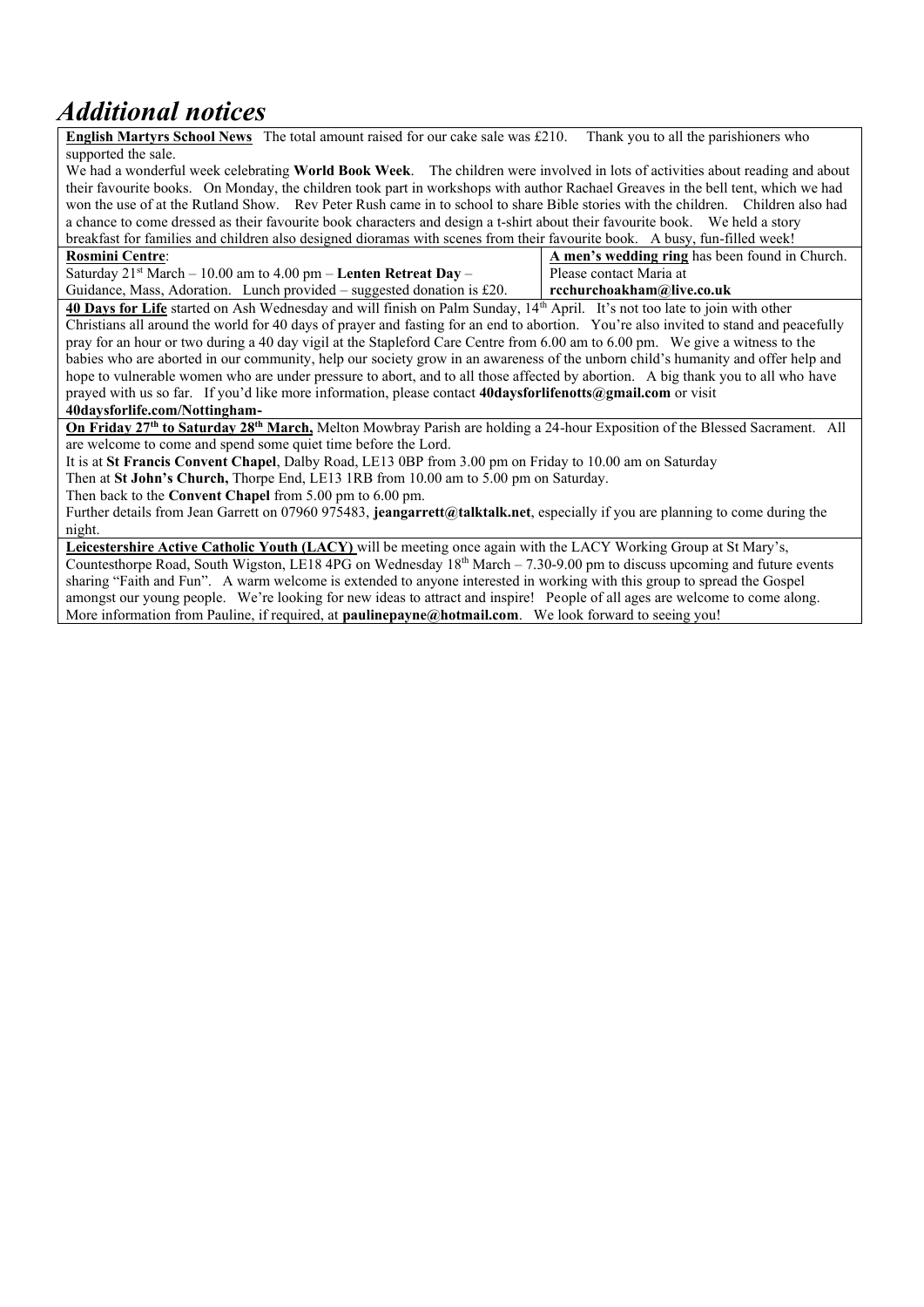# *Additional notices*

**English Martyrs School News** The total amount raised for our cake sale was £210. Thank you to all the parishioners who supported the sale.

We had a wonderful week celebrating **World Book Week**. The children were involved in lots of activities about reading and about their favourite books. On Monday, the children took part in workshops with author Rachael Greaves in the bell tent, which we had won the use of at the Rutland Show. Rev Peter Rush came in to school to share Bible stories with the children. Children also had a chance to come dressed as their favourite book characters and design a t-shirt about their favourite book. We held a story breakfast for families and children also designed dioramas with scenes from their favourite book. A busy, fun-filled week!

**Rosmini Centre**:
Saturday 21st March – 10.00 am to 4.00 pm – **Lenten Retreat Day** – Guidance, Mass, Adoration. Lunch provided – suggested donation is £20.

**A men's wedding ring** has been found in Church. Please contact Maria at **rcchurchoakham@live.co.uk**

**40 Days for Life** started on Ash Wednesday and will finish on Palm Sunday, 14th April. It's not too late to join with other Christians all around the world for 40 days of prayer and fasting for an end to abortion. You're also invited to stand and peacefully pray for an hour or two during a 40 day vigil at the Stapleford Care Centre from 6.00 am to 6.00 pm. We give a witness to the babies who are aborted in our community, help our society grow in an awareness of the unborn child's humanity and offer help and hope to vulnerable women who are under pressure to abort, and to all those affected by abortion. A big thank you to all who have prayed with us so far. If you'd like more information, please contact **40daysforlifenotts@gmail.com** or visit **40daysforlife.com/Nottingham-**

**On Friday 27th to Saturday 28th March,** Melton Mowbray Parish are holding a 24-hour Exposition of the Blessed Sacrament. All are welcome to come and spend some quiet time before the Lord.
It is at **St Francis Convent Chapel**, Dalby Road, LE13 0BP from 3.00 pm on Friday to 10.00 am on Saturday
Then at **St John's Church,** Thorpe End, LE13 1RB from 10.00 am to 5.00 pm on Saturday.
Then back to the **Convent Chapel** from 5.00 pm to 6.00 pm.
Further details from Jean Garrett on 07960 975483, **jeangarrett@talktalk.net**, especially if you are planning to come during the night.

**Leicestershire Active Catholic Youth (LACY)** will be meeting once again with the LACY Working Group at St Mary's, Countesthorpe Road, South Wigston, LE18 4PG on Wednesday 18th March – 7.30-9.00 pm to discuss upcoming and future events sharing "Faith and Fun". A warm welcome is extended to anyone interested in working with this group to spread the Gospel amongst our young people. We're looking for new ideas to attract and inspire! People of all ages are welcome to come along. More information from Pauline, if required, at **paulinepayne@hotmail.com**. We look forward to seeing you!